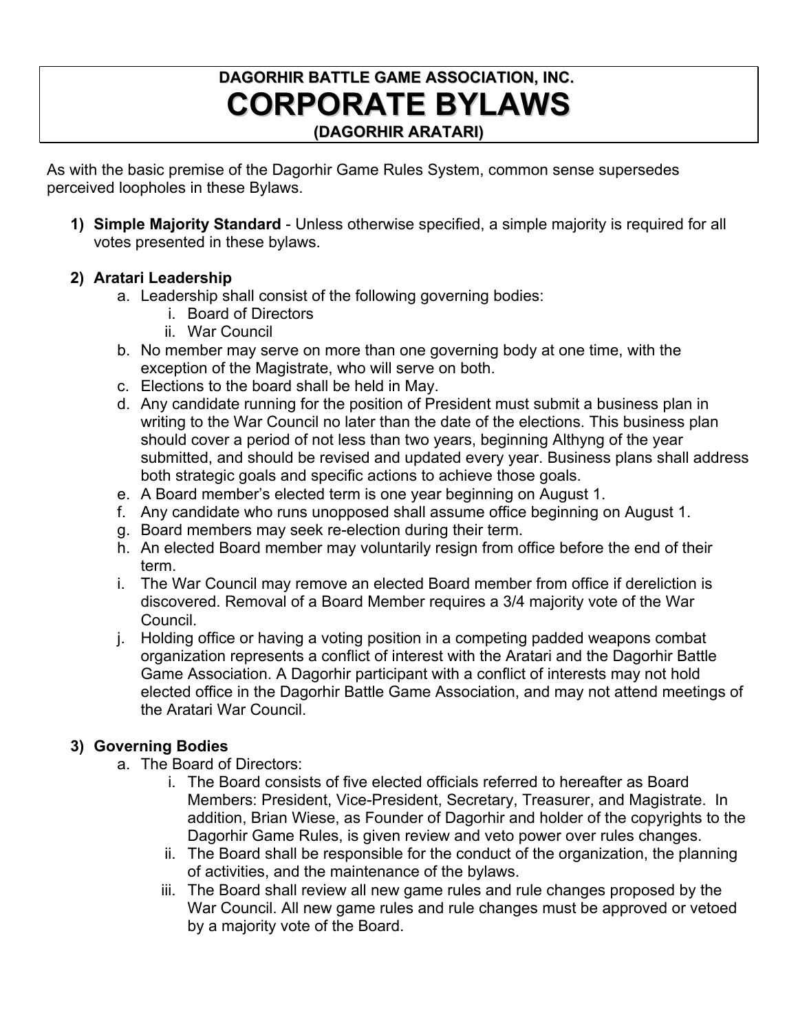# DAGORHIR BATTLE GAME ASSOCIATION, INC.
# CORPORATE BYLAWS
## (DAGORHIR ARATARI)

As with the basic premise of the Dagorhir Game Rules System, common sense supersedes perceived loopholes in these Bylaws.

1) **Simple Majority Standard** - Unless otherwise specified, a simple majority is required for all votes presented in these bylaws.

2) **Aratari Leadership**
   a. Leadership shall consist of the following governing bodies:
      i. Board of Directors
      ii. War Council
   b. No member may serve on more than one governing body at one time, with the exception of the Magistrate, who will serve on both.
   c. Elections to the board shall be held in May.
   d. Any candidate running for the position of President must submit a business plan in writing to the War Council no later than the date of the elections. This business plan should cover a period of not less than two years, beginning Althyng of the year submitted, and should be revised and updated every year. Business plans shall address both strategic goals and specific actions to achieve those goals.
   e. A Board member's elected term is one year beginning on August 1.
   f. Any candidate who runs unopposed shall assume office beginning on August 1.
   g. Board members may seek re-election during their term.
   h. An elected Board member may voluntarily resign from office before the end of their term.
   i. The War Council may remove an elected Board member from office if dereliction is discovered. Removal of a Board Member requires a 3/4 majority vote of the War Council.
   j. Holding office or having a voting position in a competing padded weapons combat organization represents a conflict of interest with the Aratari and the Dagorhir Battle Game Association. A Dagorhir participant with a conflict of interests may not hold elected office in the Dagorhir Battle Game Association, and may not attend meetings of the Aratari War Council.

3) **Governing Bodies**
   a. The Board of Directors:
      i. The Board consists of five elected officials referred to hereafter as Board Members: President, Vice-President, Secretary, Treasurer, and Magistrate. In addition, Brian Wiese, as Founder of Dagorhir and holder of the copyrights to the Dagorhir Game Rules, is given review and veto power over rules changes.
      ii. The Board shall be responsible for the conduct of the organization, the planning of activities, and the maintenance of the bylaws.
      iii. The Board shall review all new game rules and rule changes proposed by the War Council. All new game rules and rule changes must be approved or vetoed by a majority vote of the Board.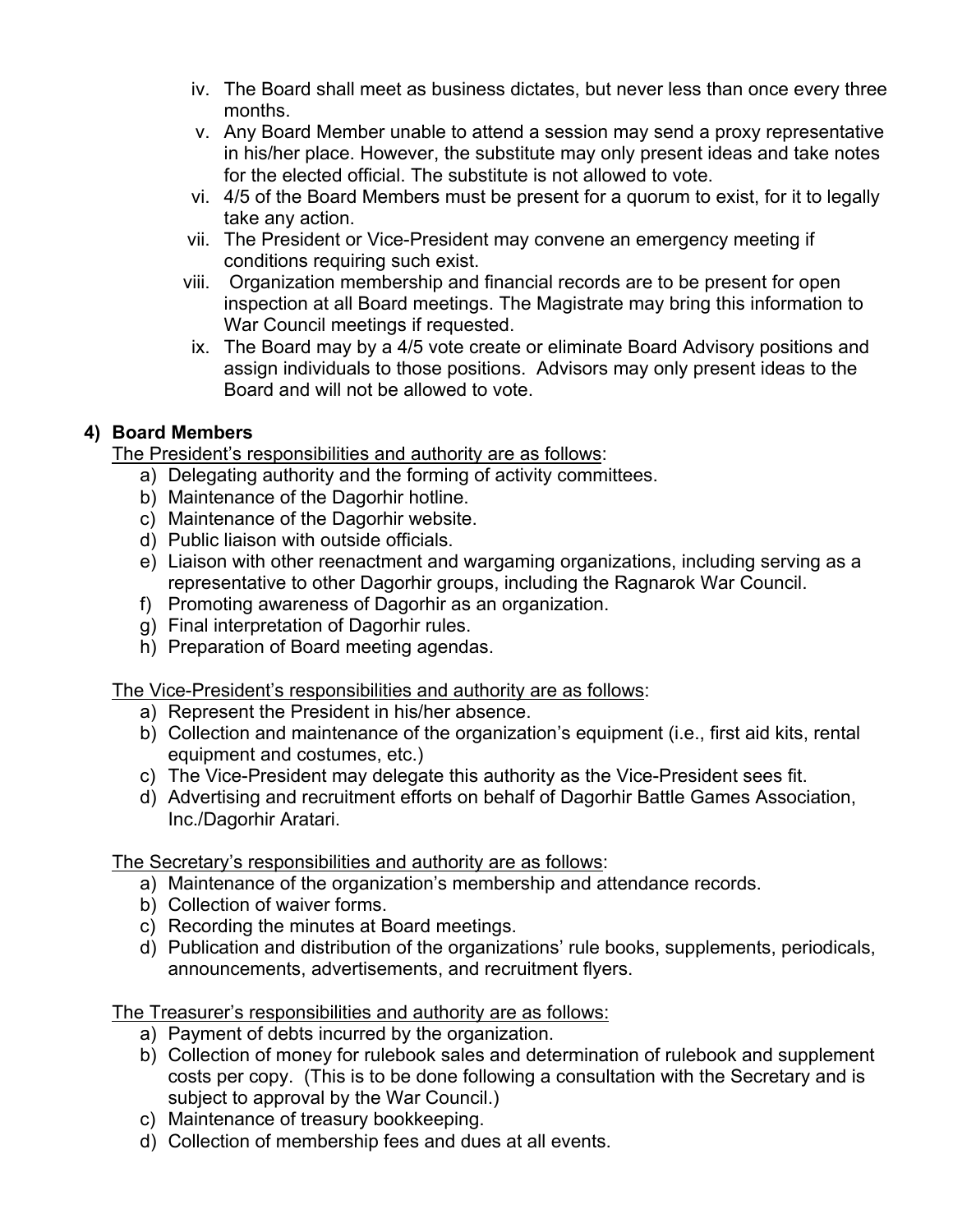iv. The Board shall meet as business dictates, but never less than once every three months.

v. Any Board Member unable to attend a session may send a proxy representative in his/her place. However, the substitute may only present ideas and take notes for the elected official. The substitute is not allowed to vote.

vi. 4/5 of the Board Members must be present for a quorum to exist, for it to legally take any action.

vii. The President or Vice-President may convene an emergency meeting if conditions requiring such exist.

viii. Organization membership and financial records are to be present for open inspection at all Board meetings. The Magistrate may bring this information to War Council meetings if requested.

ix. The Board may by a 4/5 vote create or eliminate Board Advisory positions and assign individuals to those positions. Advisors may only present ideas to the Board and will not be allowed to vote.

### 4) Board Members

<u>The President's responsibilities and authority are as follows</u>:

a) Delegating authority and the forming of activity committees.
b) Maintenance of the Dagorhir hotline.
c) Maintenance of the Dagorhir website.
d) Public liaison with outside officials.
e) Liaison with other reenactment and wargaming organizations, including serving as a representative to other Dagorhir groups, including the Ragnarok War Council.
f) Promoting awareness of Dagorhir as an organization.
g) Final interpretation of Dagorhir rules.
h) Preparation of Board meeting agendas.

<u>The Vice-President's responsibilities and authority are as follows</u>:

a) Represent the President in his/her absence.
b) Collection and maintenance of the organization's equipment (i.e., first aid kits, rental equipment and costumes, etc.)
c) The Vice-President may delegate this authority as the Vice-President sees fit.
d) Advertising and recruitment efforts on behalf of Dagorhir Battle Games Association, Inc./Dagorhir Aratari.

<u>The Secretary's responsibilities and authority are as follows</u>:

a) Maintenance of the organization's membership and attendance records.
b) Collection of waiver forms.
c) Recording the minutes at Board meetings.
d) Publication and distribution of the organizations' rule books, supplements, periodicals, announcements, advertisements, and recruitment flyers.

<u>The Treasurer's responsibilities and authority are as follows:</u>

a) Payment of debts incurred by the organization.
b) Collection of money for rulebook sales and determination of rulebook and supplement costs per copy. (This is to be done following a consultation with the Secretary and is subject to approval by the War Council.)
c) Maintenance of treasury bookkeeping.
d) Collection of membership fees and dues at all events.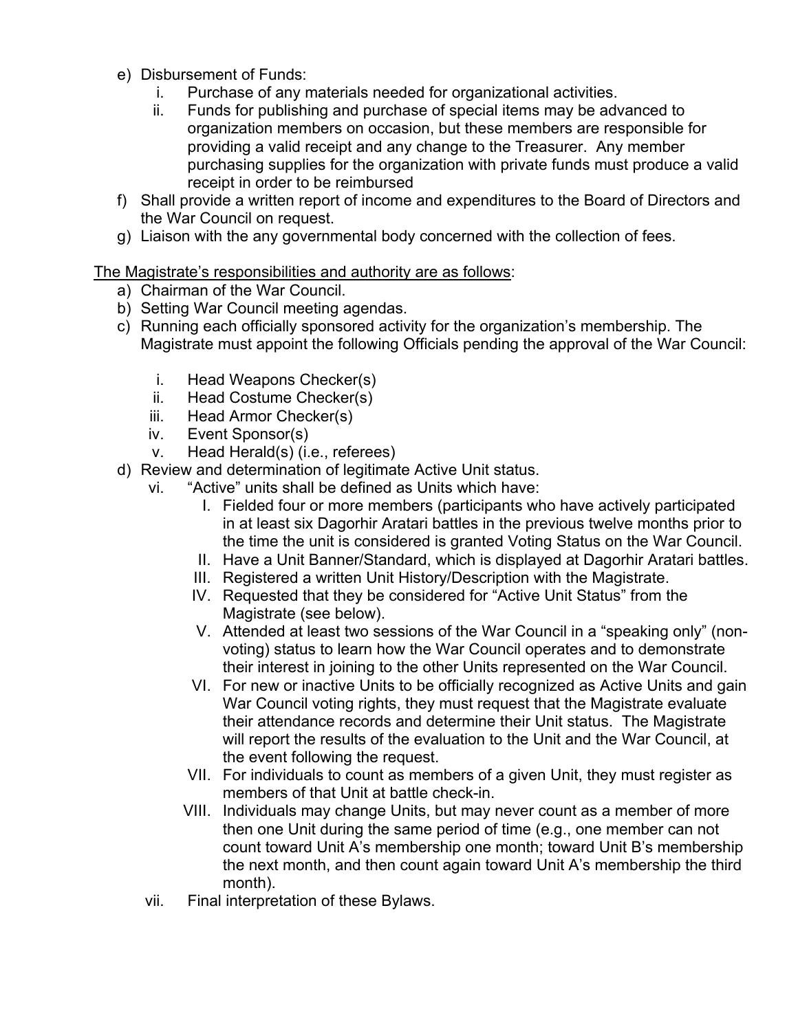e) Disbursement of Funds:
   i. Purchase of any materials needed for organizational activities.
   ii. Funds for publishing and purchase of special items may be advanced to organization members on occasion, but these members are responsible for providing a valid receipt and any change to the Treasurer. Any member purchasing supplies for the organization with private funds must produce a valid receipt in order to be reimbursed
f) Shall provide a written report of income and expenditures to the Board of Directors and the War Council on request.
g) Liaison with the any governmental body concerned with the collection of fees.

<u>The Magistrate's responsibilities and authority are as follows</u>:

a) Chairman of the War Council.
b) Setting War Council meeting agendas.
c) Running each officially sponsored activity for the organization's membership. The Magistrate must appoint the following Officials pending the approval of the War Council:
   i. Head Weapons Checker(s)
   ii. Head Costume Checker(s)
   iii. Head Armor Checker(s)
   iv. Event Sponsor(s)
   v. Head Herald(s) (i.e., referees)
d) Review and determination of legitimate Active Unit status.
   vi. "Active" units shall be defined as Units which have:
      I. Fielded four or more members (participants who have actively participated in at least six Dagorhir Aratari battles in the previous twelve months prior to the time the unit is considered is granted Voting Status on the War Council.
      II. Have a Unit Banner/Standard, which is displayed at Dagorhir Aratari battles.
      III. Registered a written Unit History/Description with the Magistrate.
      IV. Requested that they be considered for "Active Unit Status" from the Magistrate (see below).
      V. Attended at least two sessions of the War Council in a "speaking only" (non-voting) status to learn how the War Council operates and to demonstrate their interest in joining to the other Units represented on the War Council.
      VI. For new or inactive Units to be officially recognized as Active Units and gain War Council voting rights, they must request that the Magistrate evaluate their attendance records and determine their Unit status. The Magistrate will report the results of the evaluation to the Unit and the War Council, at the event following the request.
      VII. For individuals to count as members of a given Unit, they must register as members of that Unit at battle check-in.
      VIII. Individuals may change Units, but may never count as a member of more then one Unit during the same period of time (e.g., one member can not count toward Unit A's membership one month; toward Unit B's membership the next month, and then count again toward Unit A's membership the third month).
   vii. Final interpretation of these Bylaws.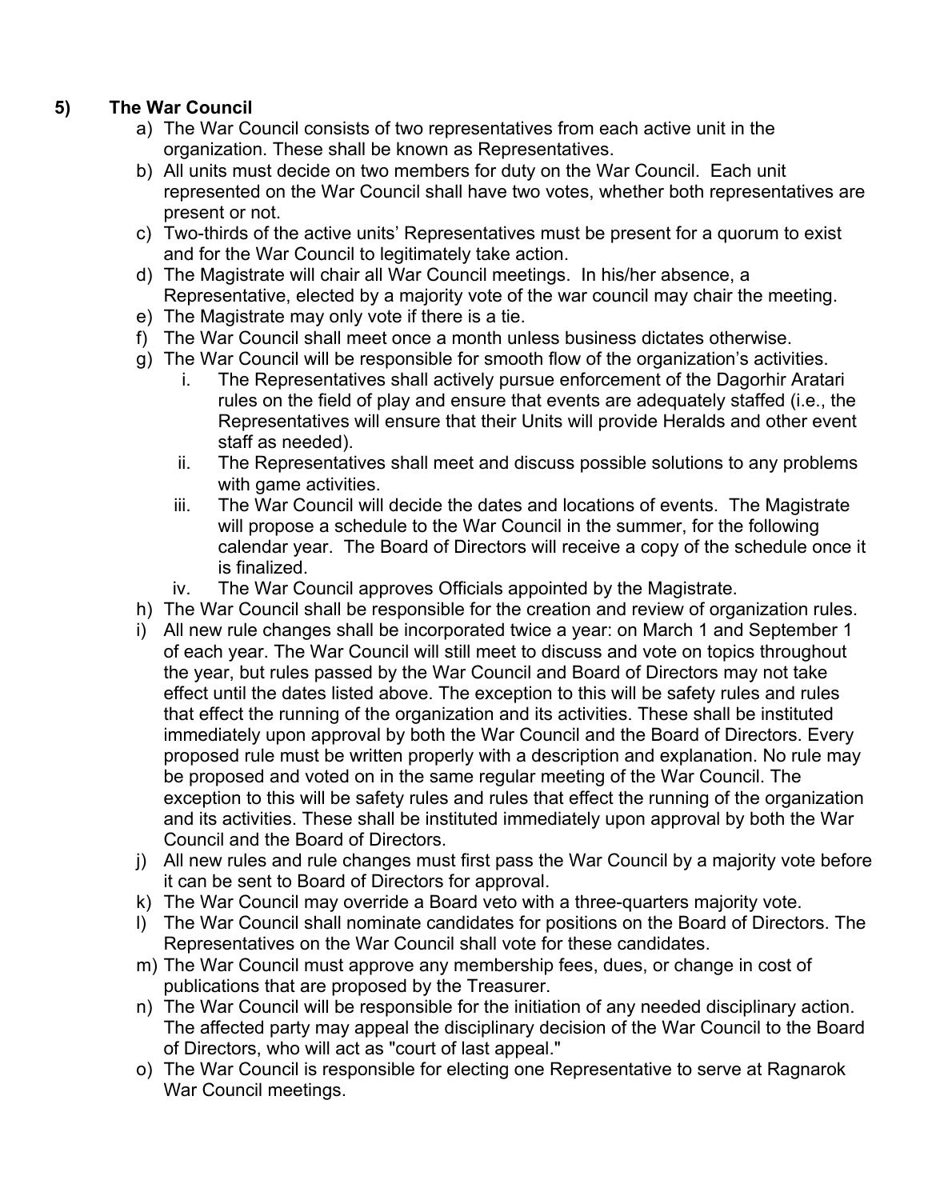## 5) The War Council

a) The War Council consists of two representatives from each active unit in the organization. These shall be known as Representatives.

b) All units must decide on two members for duty on the War Council. Each unit represented on the War Council shall have two votes, whether both representatives are present or not.

c) Two-thirds of the active units' Representatives must be present for a quorum to exist and for the War Council to legitimately take action.

d) The Magistrate will chair all War Council meetings. In his/her absence, a Representative, elected by a majority vote of the war council may chair the meeting.

e) The Magistrate may only vote if there is a tie.

f) The War Council shall meet once a month unless business dictates otherwise.

g) The War Council will be responsible for smooth flow of the organization's activities.

   i. The Representatives shall actively pursue enforcement of the Dagorhir Aratari rules on the field of play and ensure that events are adequately staffed (i.e., the Representatives will ensure that their Units will provide Heralds and other event staff as needed).

   ii. The Representatives shall meet and discuss possible solutions to any problems with game activities.

   iii. The War Council will decide the dates and locations of events. The Magistrate will propose a schedule to the War Council in the summer, for the following calendar year. The Board of Directors will receive a copy of the schedule once it is finalized.

   iv. The War Council approves Officials appointed by the Magistrate.

h) The War Council shall be responsible for the creation and review of organization rules.

i) All new rule changes shall be incorporated twice a year: on March 1 and September 1 of each year. The War Council will still meet to discuss and vote on topics throughout the year, but rules passed by the War Council and Board of Directors may not take effect until the dates listed above. The exception to this will be safety rules and rules that effect the running of the organization and its activities. These shall be instituted immediately upon approval by both the War Council and the Board of Directors. Every proposed rule must be written properly with a description and explanation. No rule may be proposed and voted on in the same regular meeting of the War Council. The exception to this will be safety rules and rules that effect the running of the organization and its activities. These shall be instituted immediately upon approval by both the War Council and the Board of Directors.

j) All new rules and rule changes must first pass the War Council by a majority vote before it can be sent to Board of Directors for approval.

k) The War Council may override a Board veto with a three-quarters majority vote.

l) The War Council shall nominate candidates for positions on the Board of Directors. The Representatives on the War Council shall vote for these candidates.

m) The War Council must approve any membership fees, dues, or change in cost of publications that are proposed by the Treasurer.

n) The War Council will be responsible for the initiation of any needed disciplinary action. The affected party may appeal the disciplinary decision of the War Council to the Board of Directors, who will act as "court of last appeal."

o) The War Council is responsible for electing one Representative to serve at Ragnarok War Council meetings.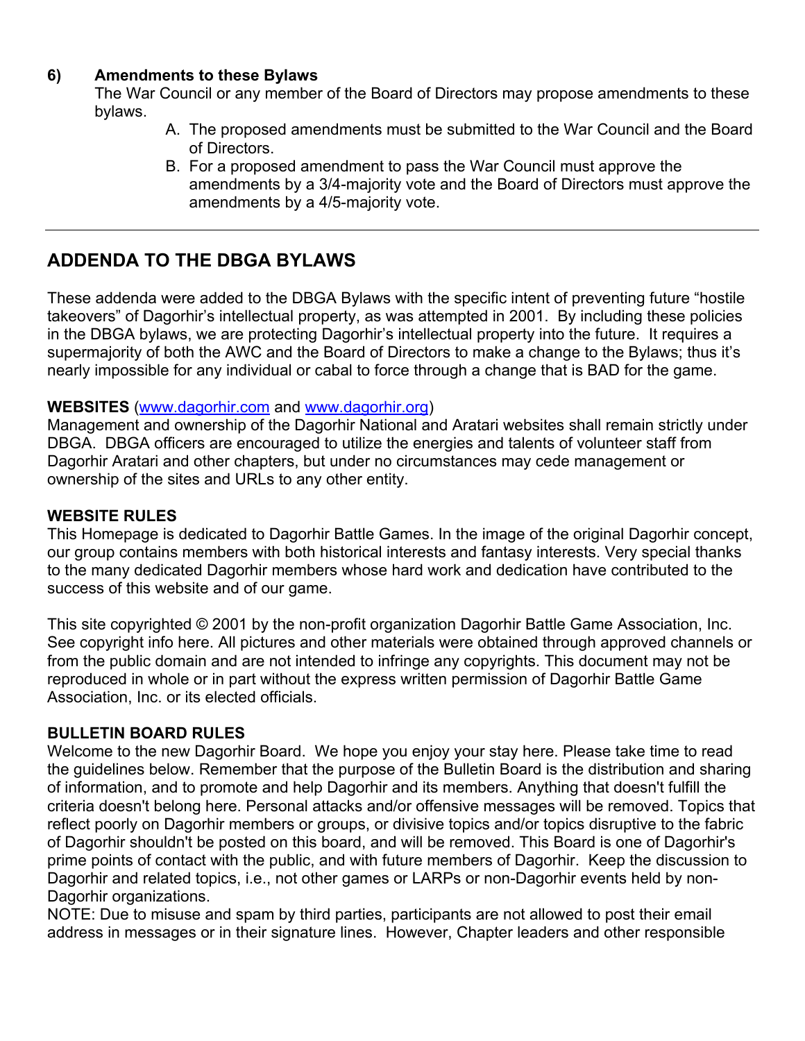**6) Amendments to these Bylaws**

The War Council or any member of the Board of Directors may propose amendments to these bylaws.

A. The proposed amendments must be submitted to the War Council and the Board of Directors.
B. For a proposed amendment to pass the War Council must approve the amendments by a 3/4-majority vote and the Board of Directors must approve the amendments by a 4/5-majority vote.

---

## ADDENDA TO THE DBGA BYLAWS

These addenda were added to the DBGA Bylaws with the specific intent of preventing future "hostile takeovers" of Dagorhir's intellectual property, as was attempted in 2001. By including these policies in the DBGA bylaws, we are protecting Dagorhir's intellectual property into the future. It requires a supermajority of both the AWC and the Board of Directors to make a change to the Bylaws; thus it's nearly impossible for any individual or cabal to force through a change that is BAD for the game.

**WEBSITES** (www.dagorhir.com and www.dagorhir.org)

Management and ownership of the Dagorhir National and Aratari websites shall remain strictly under DBGA. DBGA officers are encouraged to utilize the energies and talents of volunteer staff from Dagorhir Aratari and other chapters, but under no circumstances may cede management or ownership of the sites and URLs to any other entity.

**WEBSITE RULES**

This Homepage is dedicated to Dagorhir Battle Games. In the image of the original Dagorhir concept, our group contains members with both historical interests and fantasy interests. Very special thanks to the many dedicated Dagorhir members whose hard work and dedication have contributed to the success of this website and of our game.

This site copyrighted © 2001 by the non-profit organization Dagorhir Battle Game Association, Inc. See copyright info here. All pictures and other materials were obtained through approved channels or from the public domain and are not intended to infringe any copyrights. This document may not be reproduced in whole or in part without the express written permission of Dagorhir Battle Game Association, Inc. or its elected officials.

**BULLETIN BOARD RULES**

Welcome to the new Dagorhir Board. We hope you enjoy your stay here. Please take time to read the guidelines below. Remember that the purpose of the Bulletin Board is the distribution and sharing of information, and to promote and help Dagorhir and its members. Anything that doesn't fulfill the criteria doesn't belong here. Personal attacks and/or offensive messages will be removed. Topics that reflect poorly on Dagorhir members or groups, or divisive topics and/or topics disruptive to the fabric of Dagorhir shouldn't be posted on this board, and will be removed. This Board is one of Dagorhir's prime points of contact with the public, and with future members of Dagorhir. Keep the discussion to Dagorhir and related topics, i.e., not other games or LARPs or non-Dagorhir events held by non-Dagorhir organizations.

NOTE: Due to misuse and spam by third parties, participants are not allowed to post their email address in messages or in their signature lines. However, Chapter leaders and other responsible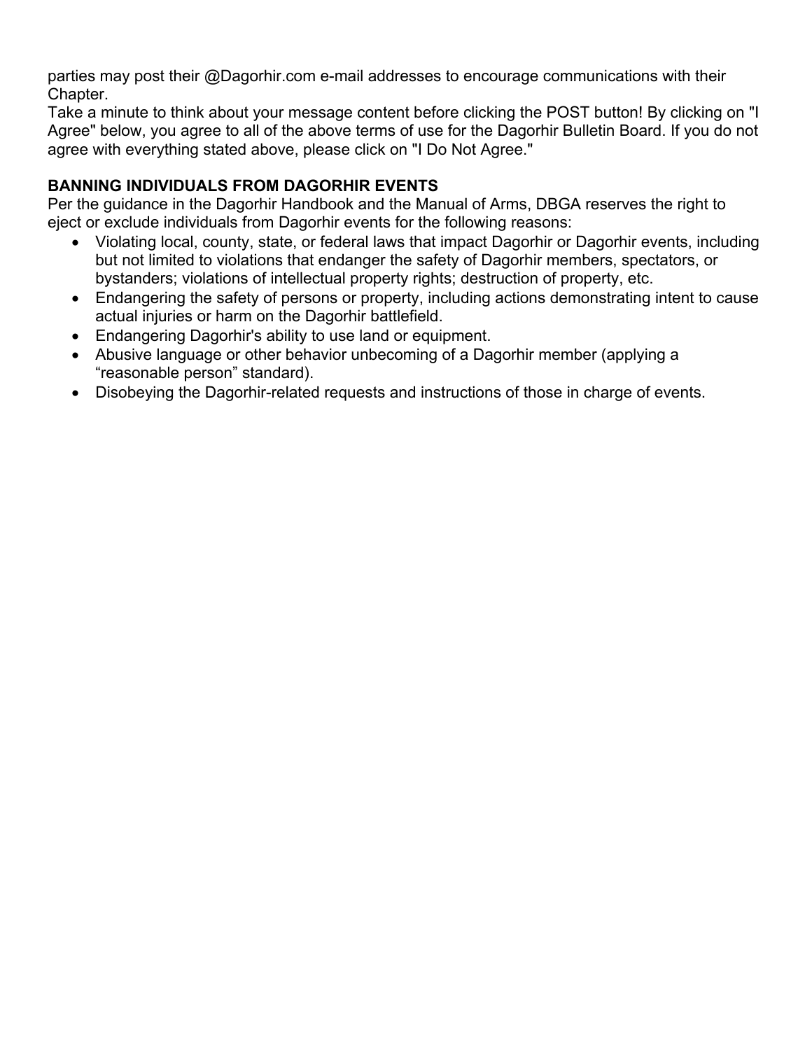parties may post their @Dagorhir.com e-mail addresses to encourage communications with their Chapter.

Take a minute to think about your message content before clicking the POST button! By clicking on "I Agree" below, you agree to all of the above terms of use for the Dagorhir Bulletin Board. If you do not agree with everything stated above, please click on "I Do Not Agree."

**BANNING INDIVIDUALS FROM DAGORHIR EVENTS**

Per the guidance in the Dagorhir Handbook and the Manual of Arms, DBGA reserves the right to eject or exclude individuals from Dagorhir events for the following reasons:

- Violating local, county, state, or federal laws that impact Dagorhir or Dagorhir events, including but not limited to violations that endanger the safety of Dagorhir members, spectators, or bystanders; violations of intellectual property rights; destruction of property, etc.
- Endangering the safety of persons or property, including actions demonstrating intent to cause actual injuries or harm on the Dagorhir battlefield.
- Endangering Dagorhir's ability to use land or equipment.
- Abusive language or other behavior unbecoming of a Dagorhir member (applying a "reasonable person" standard).
- Disobeying the Dagorhir-related requests and instructions of those in charge of events.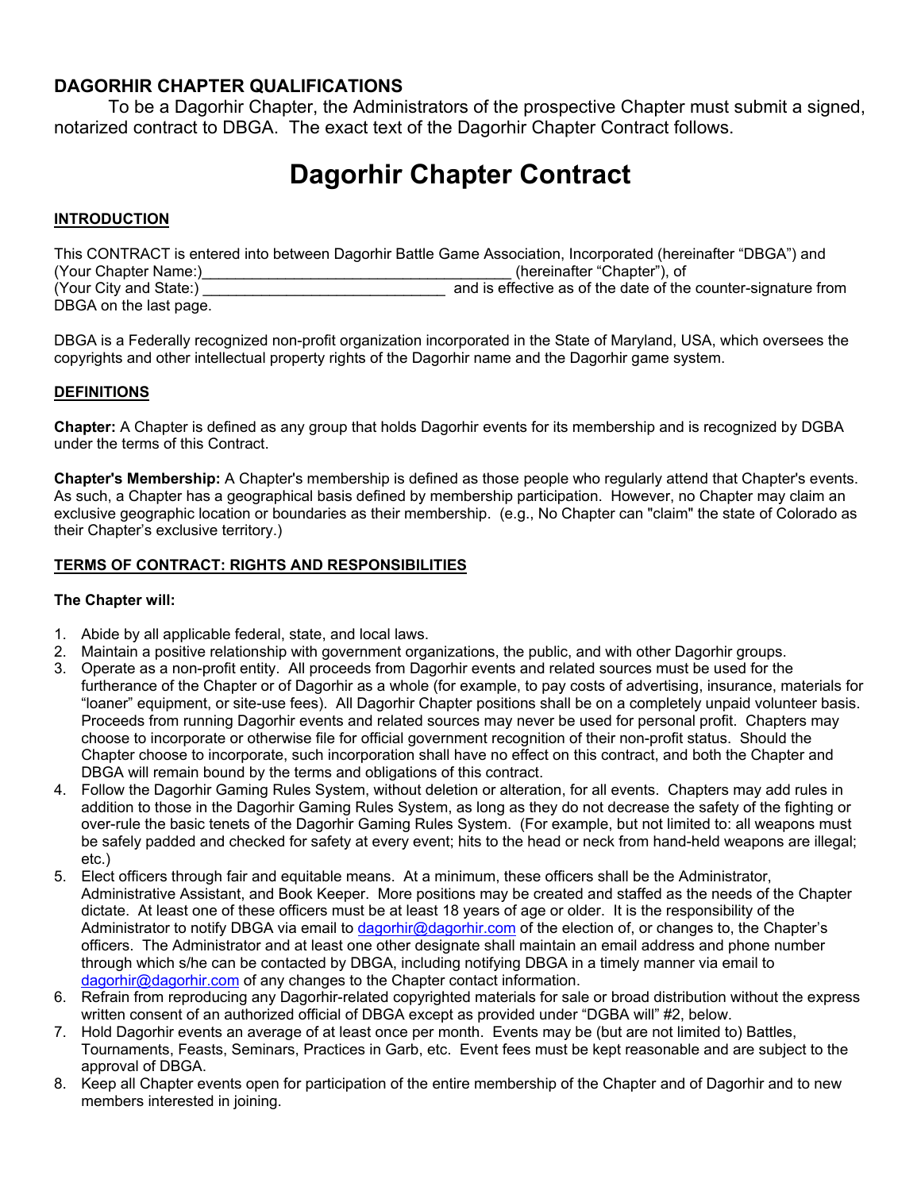## DAGORHIR CHAPTER QUALIFICATIONS

To be a Dagorhir Chapter, the Administrators of the prospective Chapter must submit a signed, notarized contract to DBGA. The exact text of the Dagorhir Chapter Contract follows.

# Dagorhir Chapter Contract

### INTRODUCTION

This CONTRACT is entered into between Dagorhir Battle Game Association, Incorporated (hereinafter "DBGA") and (Your Chapter Name:)_____________________________________ (hereinafter "Chapter"), of (Your City and State:) _____________________________ and is effective as of the date of the counter-signature from DBGA on the last page.

DBGA is a Federally recognized non-profit organization incorporated in the State of Maryland, USA, which oversees the copyrights and other intellectual property rights of the Dagorhir name and the Dagorhir game system.

### DEFINITIONS

**Chapter:** A Chapter is defined as any group that holds Dagorhir events for its membership and is recognized by DGBA under the terms of this Contract.

**Chapter's Membership:** A Chapter's membership is defined as those people who regularly attend that Chapter's events. As such, a Chapter has a geographical basis defined by membership participation. However, no Chapter may claim an exclusive geographic location or boundaries as their membership. (e.g., No Chapter can "claim" the state of Colorado as their Chapter's exclusive territory.)

### TERMS OF CONTRACT: RIGHTS AND RESPONSIBILITIES

**The Chapter will:**

1. Abide by all applicable federal, state, and local laws.
2. Maintain a positive relationship with government organizations, the public, and with other Dagorhir groups.
3. Operate as a non-profit entity. All proceeds from Dagorhir events and related sources must be used for the furtherance of the Chapter or of Dagorhir as a whole (for example, to pay costs of advertising, insurance, materials for "loaner" equipment, or site-use fees). All Dagorhir Chapter positions shall be on a completely unpaid volunteer basis. Proceeds from running Dagorhir events and related sources may never be used for personal profit. Chapters may choose to incorporate or otherwise file for official government recognition of their non-profit status. Should the Chapter choose to incorporate, such incorporation shall have no effect on this contract, and both the Chapter and DBGA will remain bound by the terms and obligations of this contract.
4. Follow the Dagorhir Gaming Rules System, without deletion or alteration, for all events. Chapters may add rules in addition to those in the Dagorhir Gaming Rules System, as long as they do not decrease the safety of the fighting or over-rule the basic tenets of the Dagorhir Gaming Rules System. (For example, but not limited to: all weapons must be safely padded and checked for safety at every event; hits to the head or neck from hand-held weapons are illegal; etc.)
5. Elect officers through fair and equitable means. At a minimum, these officers shall be the Administrator, Administrative Assistant, and Book Keeper. More positions may be created and staffed as the needs of the Chapter dictate. At least one of these officers must be at least 18 years of age or older. It is the responsibility of the Administrator to notify DBGA via email to dagorhir@dagorhir.com of the election of, or changes to, the Chapter's officers. The Administrator and at least one other designate shall maintain an email address and phone number through which s/he can be contacted by DBGA, including notifying DBGA in a timely manner via email to dagorhir@dagorhir.com of any changes to the Chapter contact information.
6. Refrain from reproducing any Dagorhir-related copyrighted materials for sale or broad distribution without the express written consent of an authorized official of DBGA except as provided under "DGBA will" #2, below.
7. Hold Dagorhir events an average of at least once per month. Events may be (but are not limited to) Battles, Tournaments, Feasts, Seminars, Practices in Garb, etc. Event fees must be kept reasonable and are subject to the approval of DBGA.
8. Keep all Chapter events open for participation of the entire membership of the Chapter and of Dagorhir and to new members interested in joining.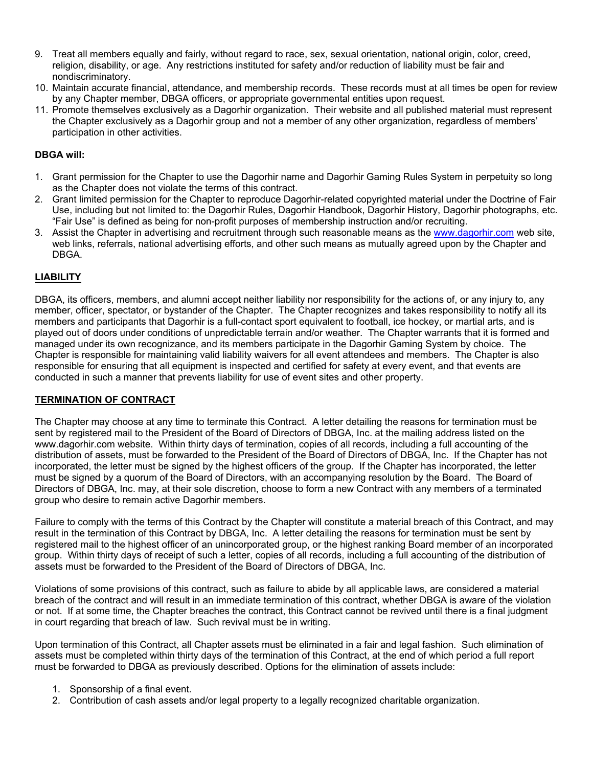9. Treat all members equally and fairly, without regard to race, sex, sexual orientation, national origin, color, creed, religion, disability, or age. Any restrictions instituted for safety and/or reduction of liability must be fair and nondiscriminatory.
10. Maintain accurate financial, attendance, and membership records. These records must at all times be open for review by any Chapter member, DBGA officers, or appropriate governmental entities upon request.
11. Promote themselves exclusively as a Dagorhir organization. Their website and all published material must represent the Chapter exclusively as a Dagorhir group and not a member of any other organization, regardless of members' participation in other activities.

**DBGA will:**

1. Grant permission for the Chapter to use the Dagorhir name and Dagorhir Gaming Rules System in perpetuity so long as the Chapter does not violate the terms of this contract.
2. Grant limited permission for the Chapter to reproduce Dagorhir-related copyrighted material under the Doctrine of Fair Use, including but not limited to: the Dagorhir Rules, Dagorhir Handbook, Dagorhir History, Dagorhir photographs, etc. "Fair Use" is defined as being for non-profit purposes of membership instruction and/or recruiting.
3. Assist the Chapter in advertising and recruitment through such reasonable means as the www.dagorhir.com web site, web links, referrals, national advertising efforts, and other such means as mutually agreed upon by the Chapter and DBGA.

## LIABILITY

DBGA, its officers, members, and alumni accept neither liability nor responsibility for the actions of, or any injury to, any member, officer, spectator, or bystander of the Chapter. The Chapter recognizes and takes responsibility to notify all its members and participants that Dagorhir is a full-contact sport equivalent to football, ice hockey, or martial arts, and is played out of doors under conditions of unpredictable terrain and/or weather. The Chapter warrants that it is formed and managed under its own recognizance, and its members participate in the Dagorhir Gaming System by choice. The Chapter is responsible for maintaining valid liability waivers for all event attendees and members. The Chapter is also responsible for ensuring that all equipment is inspected and certified for safety at every event, and that events are conducted in such a manner that prevents liability for use of event sites and other property.

## TERMINATION OF CONTRACT

The Chapter may choose at any time to terminate this Contract. A letter detailing the reasons for termination must be sent by registered mail to the President of the Board of Directors of DBGA, Inc. at the mailing address listed on the www.dagorhir.com website. Within thirty days of termination, copies of all records, including a full accounting of the distribution of assets, must be forwarded to the President of the Board of Directors of DBGA, Inc. If the Chapter has not incorporated, the letter must be signed by the highest officers of the group. If the Chapter has incorporated, the letter must be signed by a quorum of the Board of Directors, with an accompanying resolution by the Board. The Board of Directors of DBGA, Inc. may, at their sole discretion, choose to form a new Contract with any members of a terminated group who desire to remain active Dagorhir members.

Failure to comply with the terms of this Contract by the Chapter will constitute a material breach of this Contract, and may result in the termination of this Contract by DBGA, Inc. A letter detailing the reasons for termination must be sent by registered mail to the highest officer of an unincorporated group, or the highest ranking Board member of an incorporated group. Within thirty days of receipt of such a letter, copies of all records, including a full accounting of the distribution of assets must be forwarded to the President of the Board of Directors of DBGA, Inc.

Violations of some provisions of this contract, such as failure to abide by all applicable laws, are considered a material breach of the contract and will result in an immediate termination of this contract, whether DBGA is aware of the violation or not. If at some time, the Chapter breaches the contract, this Contract cannot be revived until there is a final judgment in court regarding that breach of law. Such revival must be in writing.

Upon termination of this Contract, all Chapter assets must be eliminated in a fair and legal fashion. Such elimination of assets must be completed within thirty days of the termination of this Contract, at the end of which period a full report must be forwarded to DBGA as previously described. Options for the elimination of assets include:

1. Sponsorship of a final event.
2. Contribution of cash assets and/or legal property to a legally recognized charitable organization.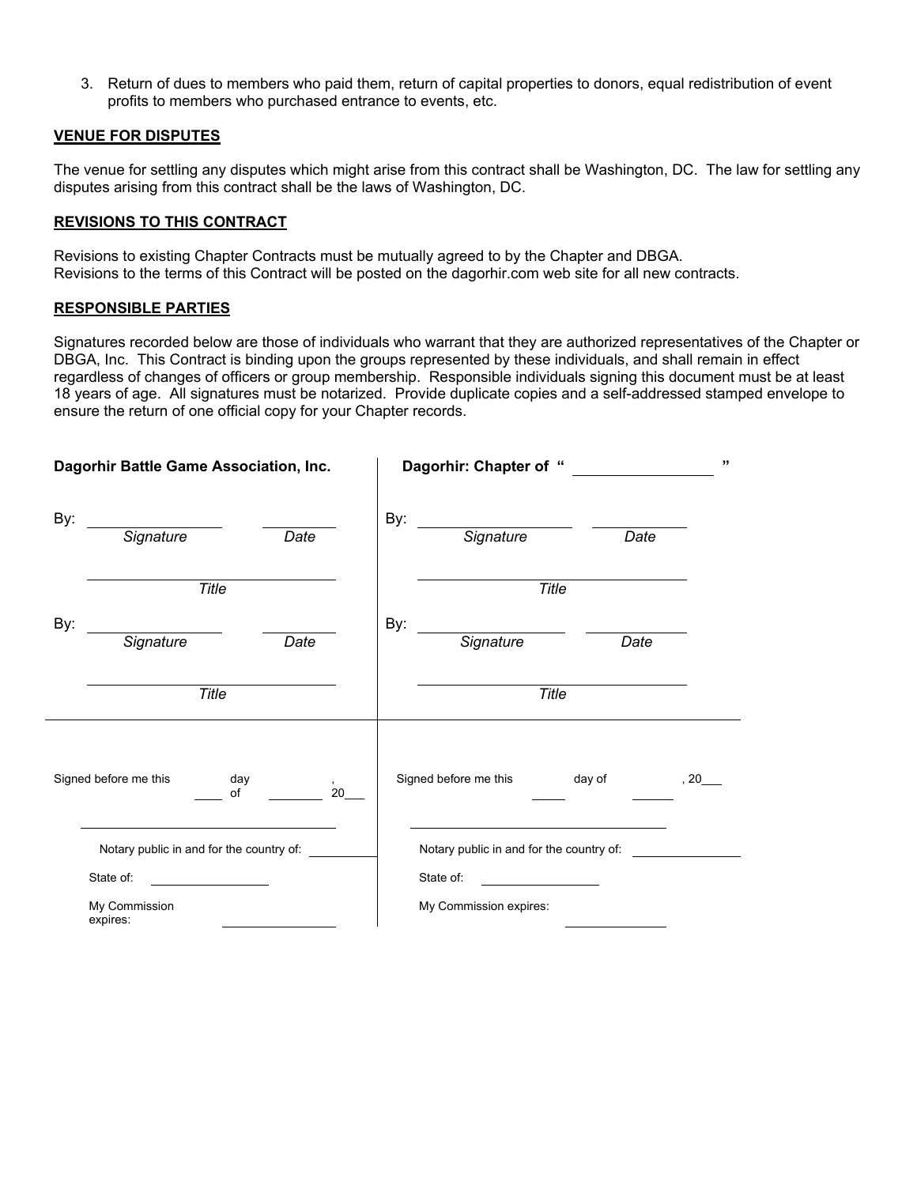3. Return of dues to members who paid them, return of capital properties to donors, equal redistribution of event profits to members who purchased entrance to events, etc.

**VENUE FOR DISPUTES**

The venue for settling any disputes which might arise from this contract shall be Washington, DC. The law for settling any disputes arising from this contract shall be the laws of Washington, DC.

**REVISIONS TO THIS CONTRACT**

Revisions to existing Chapter Contracts must be mutually agreed to by the Chapter and DBGA.
Revisions to the terms of this Contract will be posted on the dagorhir.com web site for all new contracts.

**RESPONSIBLE PARTIES**

Signatures recorded below are those of individuals who warrant that they are authorized representatives of the Chapter or DBGA, Inc. This Contract is binding upon the groups represented by these individuals, and shall remain in effect regardless of changes of officers or group membership. Responsible individuals signing this document must be at least 18 years of age. All signatures must be notarized. Provide duplicate copies and a self-addressed stamped envelope to ensure the return of one official copy for your Chapter records.

| **Dagorhir Battle Game Association, Inc.** | **Dagorhir: Chapter of " ________ "** |
|---|---|
| By: ________ *Signature* ________ *Date* | By: ________ *Signature* ________ *Date* |
| ________ *Title* | ________ *Title* |
| By: ________ *Signature* ________ *Date* | By: ________ *Signature* ________ *Date* |
| ________ *Title* | ________ *Title* |
| Signed before me this ____ day of ________, 20___ | Signed before me this ____ day of ______, 20___ |
| ________________ | ________________ |
| Notary public in and for the country of: ________ | Notary public in and for the country of: ________ |
| State of: ________ | State of: ________ |
| My Commission expires: ________ | My Commission expires: ________ |